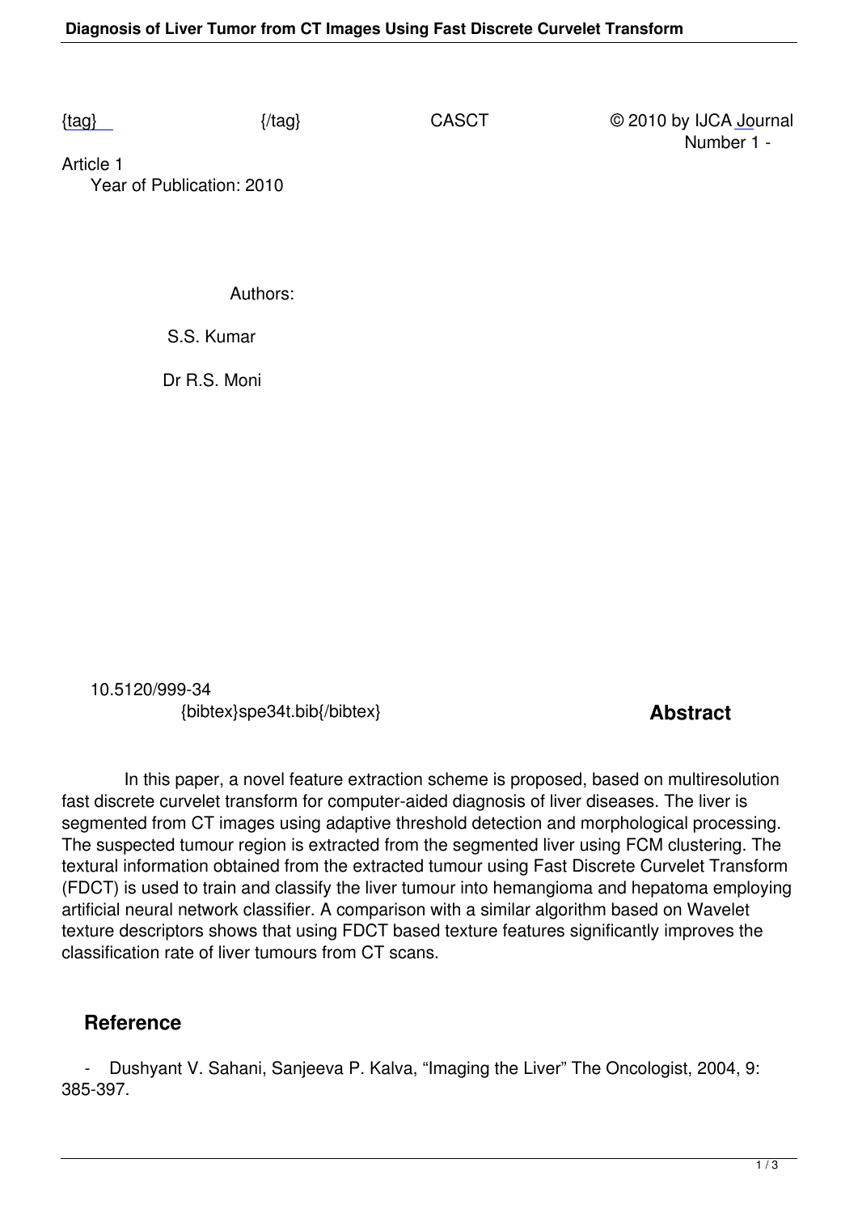{tag} {/tag} CASCT © 2010 by IJCA Journal Number 1 - Article 1

Year of Publication: 2010

Authors:

S.S. Kumar

Dr R.S. Moni

10.5120/999-34

{bibtex}spe34t.bib{/bibtex}

## Abstract

In this paper, a novel feature extraction scheme is proposed, based on multiresolution fast discrete curvelet transform for computer-aided diagnosis of liver diseases. The liver is segmented from CT images using adaptive threshold detection and morphological processing. The suspected tumour region is extracted from the segmented liver using FCM clustering. The textural information obtained from the extracted tumour using Fast Discrete Curvelet Transform (FDCT) is used to train and classify the liver tumour into hemangioma and hepatoma employing artificial neural network classifier. A comparison with a similar algorithm based on Wavelet texture descriptors shows that using FDCT based texture features significantly improves the classification rate of liver tumours from CT scans.

## Reference

- Dushyant V. Sahani, Sanjeeva P. Kalva, "Imaging the Liver" The Oncologist, 2004, 9: 385-397.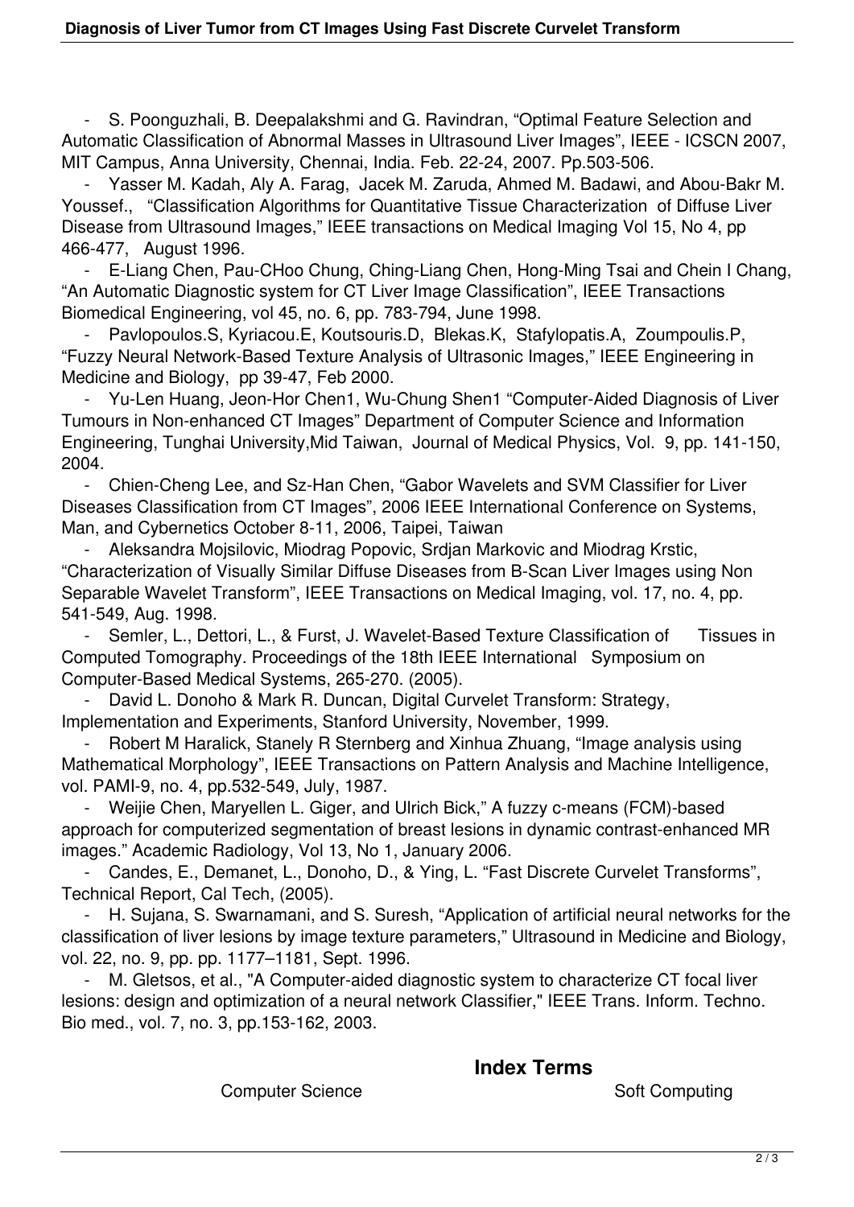- S. Poonguzhali, B. Deepalakshmi and G. Ravindran, “Optimal Feature Selection and Automatic Classification of Abnormal Masses in Ultrasound Liver Images”, IEEE - ICSCN 2007, MIT Campus, Anna University, Chennai, India. Feb. 22-24, 2007. Pp.503-506.
- Yasser M. Kadah, Aly A. Farag, Jacek M. Zaruda, Ahmed M. Badawi, and Abou-Bakr M. Youssef., “Classification Algorithms for Quantitative Tissue Characterization of Diffuse Liver Disease from Ultrasound Images,” IEEE transactions on Medical Imaging Vol 15, No 4, pp 466-477, August 1996.
- E-Liang Chen, Pau-CHoo Chung, Ching-Liang Chen, Hong-Ming Tsai and Chein I Chang, “An Automatic Diagnostic system for CT Liver Image Classification”, IEEE Transactions Biomedical Engineering, vol 45, no. 6, pp. 783-794, June 1998.
- Pavlopoulos.S, Kyriacou.E, Koutsouris.D, Blekas.K, Stafylopatis.A, Zoumpoulis.P, “Fuzzy Neural Network-Based Texture Analysis of Ultrasonic Images,” IEEE Engineering in Medicine and Biology, pp 39-47, Feb 2000.
- Yu-Len Huang, Jeon-Hor Chen1, Wu-Chung Shen1 “Computer-Aided Diagnosis of Liver Tumours in Non-enhanced CT Images” Department of Computer Science and Information Engineering, Tunghai University,Mid Taiwan, Journal of Medical Physics, Vol. 9, pp. 141-150, 2004.
- Chien-Cheng Lee, and Sz-Han Chen, “Gabor Wavelets and SVM Classifier for Liver Diseases Classification from CT Images”, 2006 IEEE International Conference on Systems, Man, and Cybernetics October 8-11, 2006, Taipei, Taiwan
- Aleksandra Mojsilovic, Miodrag Popovic, Srdjan Markovic and Miodrag Krstic, “Characterization of Visually Similar Diffuse Diseases from B-Scan Liver Images using Non Separable Wavelet Transform”, IEEE Transactions on Medical Imaging, vol. 17, no. 4, pp. 541-549, Aug. 1998.
- Semler, L., Dettori, L., & Furst, J. Wavelet-Based Texture Classification of Tissues in Computed Tomography. Proceedings of the 18th IEEE International Symposium on Computer-Based Medical Systems, 265-270. (2005).
- David L. Donoho & Mark R. Duncan, Digital Curvelet Transform: Strategy, Implementation and Experiments, Stanford University, November, 1999.
- Robert M Haralick, Stanely R Sternberg and Xinhua Zhuang, “Image analysis using Mathematical Morphology”, IEEE Transactions on Pattern Analysis and Machine Intelligence, vol. PAMI-9, no. 4, pp.532-549, July, 1987.
- Weijie Chen, Maryellen L. Giger, and Ulrich Bick,” A fuzzy c-means (FCM)-based approach for computerized segmentation of breast lesions in dynamic contrast-enhanced MR images.” Academic Radiology, Vol 13, No 1, January 2006.
- Candes, E., Demanet, L., Donoho, D., & Ying, L. “Fast Discrete Curvelet Transforms”, Technical Report, Cal Tech, (2005).
- H. Sujana, S. Swarnamani, and S. Suresh, “Application of artificial neural networks for the classification of liver lesions by image texture parameters,” Ultrasound in Medicine and Biology, vol. 22, no. 9, pp. pp. 1177–1181, Sept. 1996.
- M. Gletsos, et al., "A Computer-aided diagnostic system to characterize CT focal liver lesions: design and optimization of a neural network Classifier," IEEE Trans. Inform. Techno. Bio med., vol. 7, no. 3, pp.153-162, 2003.

## Index Terms

Computer Science | Soft Computing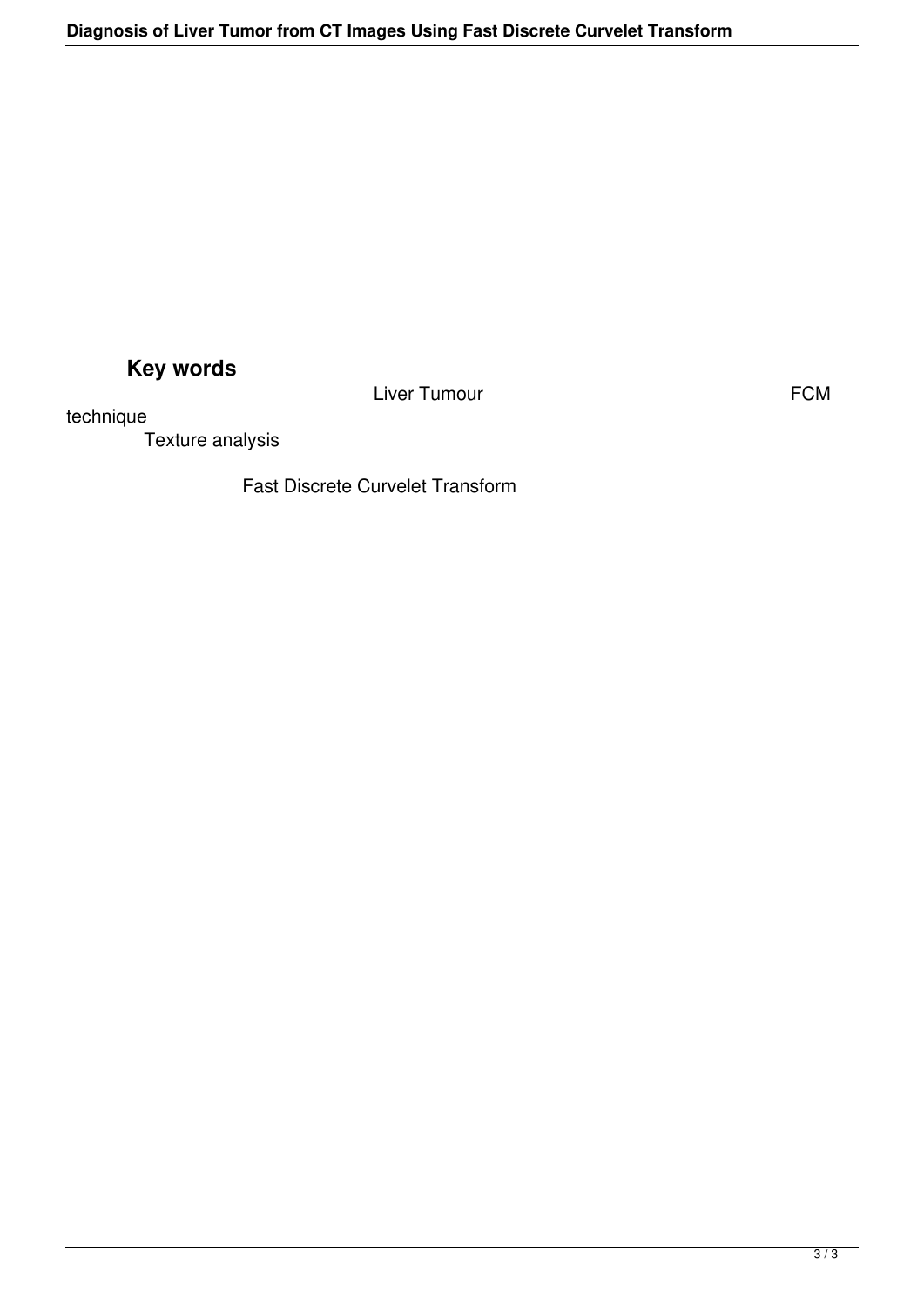## Key words

Liver Tumour FCM technique
Texture analysis

Fast Discrete Curvelet Transform